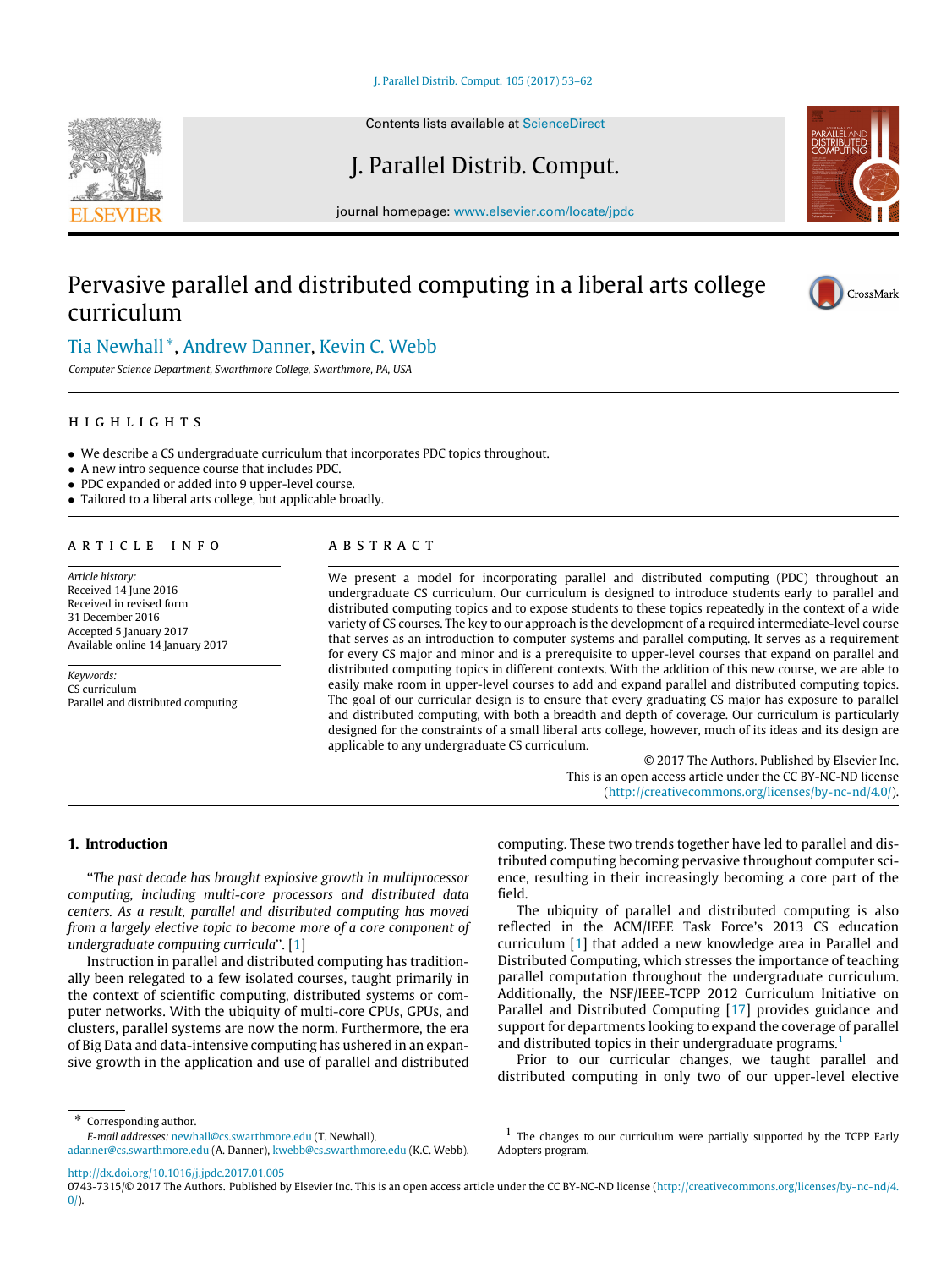# Pervasive parallel and distributed computing in a liberal arts college curriculum

Tia Newhall *, Andrew Danner, Kevin C. Webb

*Computer Science Department, Swarthmore College, Swarthmore, PA, USA*

## HIGHLIGHTS

- We describe a CS undergraduate curriculum that incorporates PDC topics throughout.
- A new intro sequence course that includes PDC.
- PDC expanded or added into 9 upper-level course.
- Tailored to a liberal arts college, but applicable broadly.

## ARTICLE INFO

*Article history:*
Received 14 June 2016
Received in revised form
31 December 2016
Accepted 5 January 2017
Available online 14 January 2017

*Keywords:*
CS curriculum
Parallel and distributed computing

## ABSTRACT

We present a model for incorporating parallel and distributed computing (PDC) throughout an undergraduate CS curriculum. Our curriculum is designed to introduce students early to parallel and distributed computing topics and to expose students to these topics repeatedly in the context of a wide variety of CS courses. The key to our approach is the development of a required intermediate-level course that serves as an introduction to computer systems and parallel computing. It serves as a requirement for every CS major and minor and is a prerequisite to upper-level courses that expand on parallel and distributed computing topics in different contexts. With the addition of this new course, we are able to easily make room in upper-level courses to add and expand parallel and distributed computing topics. The goal of our curricular design is to ensure that every graduating CS major has exposure to parallel and distributed computing, with both a breadth and depth of coverage. Our curriculum is particularly designed for the constraints of a small liberal arts college, however, much of its ideas and its design are applicable to any undergraduate CS curriculum.

© 2017 The Authors. Published by Elsevier Inc.
This is an open access article under the CC BY-NC-ND license
(http://creativecommons.org/licenses/by-nc-nd/4.0/).

## 1. Introduction

"*The past decade has brought explosive growth in multiprocessor computing, including multi-core processors and distributed data centers. As a result, parallel and distributed computing has moved from a largely elective topic to become more of a core component of undergraduate computing curricula*". [1]

Instruction in parallel and distributed computing has traditionally been relegated to a few isolated courses, taught primarily in the context of scientific computing, distributed systems or computer networks. With the ubiquity of multi-core CPUs, GPUs, and clusters, parallel systems are now the norm. Furthermore, the era of Big Data and data-intensive computing has ushered in an expansive growth in the application and use of parallel and distributed computing. These two trends together have led to parallel and distributed computing becoming pervasive throughout computer science, resulting in their increasingly becoming a core part of the field.

The ubiquity of parallel and distributed computing is also reflected in the ACM/IEEE Task Force's 2013 CS education curriculum [1] that added a new knowledge area in Parallel and Distributed Computing, which stresses the importance of teaching parallel computation throughout the undergraduate curriculum. Additionally, the NSF/IEEE-TCPP 2012 Curriculum Initiative on Parallel and Distributed Computing [17] provides guidance and support for departments looking to expand the coverage of parallel and distributed topics in their undergraduate programs.[1]

Prior to our curricular changes, we taught parallel and distributed computing in only two of our upper-level elective

* Corresponding author.
*E-mail addresses:* newhall@cs.swarthmore.edu (T. Newhall), adanner@cs.swarthmore.edu (A. Danner), kwebb@cs.swarthmore.edu (K.C. Webb).

[1] The changes to our curriculum were partially supported by the TCPP Early Adopters program.

http://dx.doi.org/10.1016/j.jpdc.2017.01.005
0743-7315/© 2017 The Authors. Published by Elsevier Inc. This is an open access article under the CC BY-NC-ND license (http://creativecommons.org/licenses/by-nc-nd/4.0/).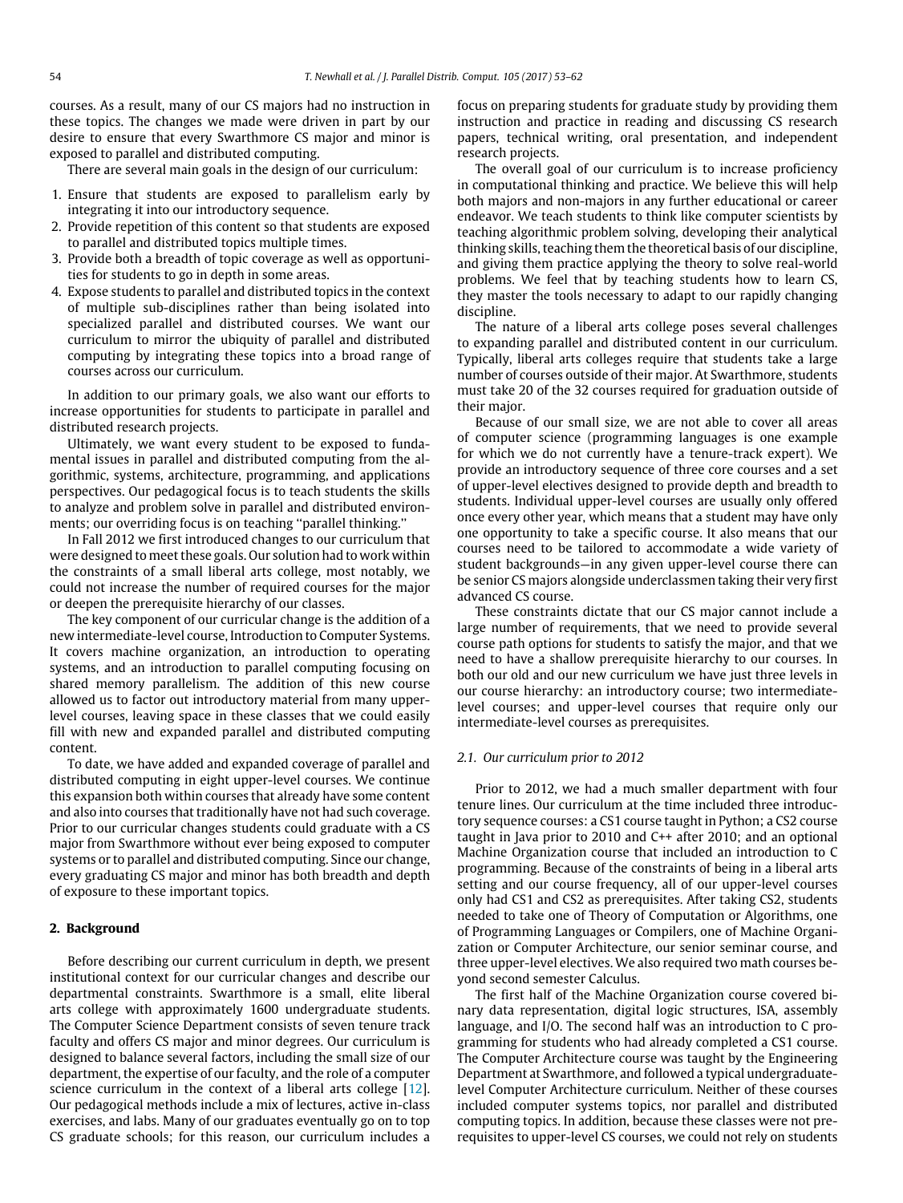courses. As a result, many of our CS majors had no instruction in these topics. The changes we made were driven in part by our desire to ensure that every Swarthmore CS major and minor is exposed to parallel and distributed computing.

There are several main goals in the design of our curriculum:

1. Ensure that students are exposed to parallelism early by integrating it into our introductory sequence.
2. Provide repetition of this content so that students are exposed to parallel and distributed topics multiple times.
3. Provide both a breadth of topic coverage as well as opportunities for students to go in depth in some areas.
4. Expose students to parallel and distributed topics in the context of multiple sub-disciplines rather than being isolated into specialized parallel and distributed courses. We want our curriculum to mirror the ubiquity of parallel and distributed computing by integrating these topics into a broad range of courses across our curriculum.

In addition to our primary goals, we also want our efforts to increase opportunities for students to participate in parallel and distributed research projects.

Ultimately, we want every student to be exposed to fundamental issues in parallel and distributed computing from the algorithmic, systems, architecture, programming, and applications perspectives. Our pedagogical focus is to teach students the skills to analyze and problem solve in parallel and distributed environments; our overriding focus is on teaching "parallel thinking."

In Fall 2012 we first introduced changes to our curriculum that were designed to meet these goals. Our solution had to work within the constraints of a small liberal arts college, most notably, we could not increase the number of required courses for the major or deepen the prerequisite hierarchy of our classes.

The key component of our curricular change is the addition of a new intermediate-level course, Introduction to Computer Systems. It covers machine organization, an introduction to operating systems, and an introduction to parallel computing focusing on shared memory parallelism. The addition of this new course allowed us to factor out introductory material from many upper-level courses, leaving space in these classes that we could easily fill with new and expanded parallel and distributed computing content.

To date, we have added and expanded coverage of parallel and distributed computing in eight upper-level courses. We continue this expansion both within courses that already have some content and also into courses that traditionally have not had such coverage. Prior to our curricular changes students could graduate with a CS major from Swarthmore without ever being exposed to computer systems or to parallel and distributed computing. Since our change, every graduating CS major and minor has both breadth and depth of exposure to these important topics.

## 2. Background

Before describing our current curriculum in depth, we present institutional context for our curricular changes and describe our departmental constraints. Swarthmore is a small, elite liberal arts college with approximately 1600 undergraduate students. The Computer Science Department consists of seven tenure track faculty and offers CS major and minor degrees. Our curriculum is designed to balance several factors, including the small size of our department, the expertise of our faculty, and the role of a computer science curriculum in the context of a liberal arts college [12]. Our pedagogical methods include a mix of lectures, active in-class exercises, and labs. Many of our graduates eventually go on to top CS graduate schools; for this reason, our curriculum includes a focus on preparing students for graduate study by providing them instruction and practice in reading and discussing CS research papers, technical writing, oral presentation, and independent research projects.

The overall goal of our curriculum is to increase proficiency in computational thinking and practice. We believe this will help both majors and non-majors in any further educational or career endeavor. We teach students to think like computer scientists by teaching algorithmic problem solving, developing their analytical thinking skills, teaching them the theoretical basis of our discipline, and giving them practice applying the theory to solve real-world problems. We feel that by teaching students how to learn CS, they master the tools necessary to adapt to our rapidly changing discipline.

The nature of a liberal arts college poses several challenges to expanding parallel and distributed content in our curriculum. Typically, liberal arts colleges require that students take a large number of courses outside of their major. At Swarthmore, students must take 20 of the 32 courses required for graduation outside of their major.

Because of our small size, we are not able to cover all areas of computer science (programming languages is one example for which we do not currently have a tenure-track expert). We provide an introductory sequence of three core courses and a set of upper-level electives designed to provide depth and breadth to students. Individual upper-level courses are usually only offered once every other year, which means that a student may have only one opportunity to take a specific course. It also means that our courses need to be tailored to accommodate a wide variety of student backgrounds—in any given upper-level course there can be senior CS majors alongside underclassmen taking their very first advanced CS course.

These constraints dictate that our CS major cannot include a large number of requirements, that we need to provide several course path options for students to satisfy the major, and that we need to have a shallow prerequisite hierarchy to our courses. In both our old and our new curriculum we have just three levels in our course hierarchy: an introductory course; two intermediate-level courses; and upper-level courses that require only our intermediate-level courses as prerequisites.

### 2.1. Our curriculum prior to 2012

Prior to 2012, we had a much smaller department with four tenure lines. Our curriculum at the time included three introductory sequence courses: a CS1 course taught in Python; a CS2 course taught in Java prior to 2010 and C++ after 2010; and an optional Machine Organization course that included an introduction to C programming. Because of the constraints of being in a liberal arts setting and our course frequency, all of our upper-level courses only had CS1 and CS2 as prerequisites. After taking CS2, students needed to take one of Theory of Computation or Algorithms, one of Programming Languages or Compilers, one of Machine Organization or Computer Architecture, our senior seminar course, and three upper-level electives. We also required two math courses beyond second semester Calculus.

The first half of the Machine Organization course covered binary data representation, digital logic structures, ISA, assembly language, and I/O. The second half was an introduction to C programming for students who had already completed a CS1 course. The Computer Architecture course was taught by the Engineering Department at Swarthmore, and followed a typical undergraduate-level Computer Architecture curriculum. Neither of these courses included computer systems topics, nor parallel and distributed computing topics. In addition, because these classes were not prerequisites to upper-level CS courses, we could not rely on students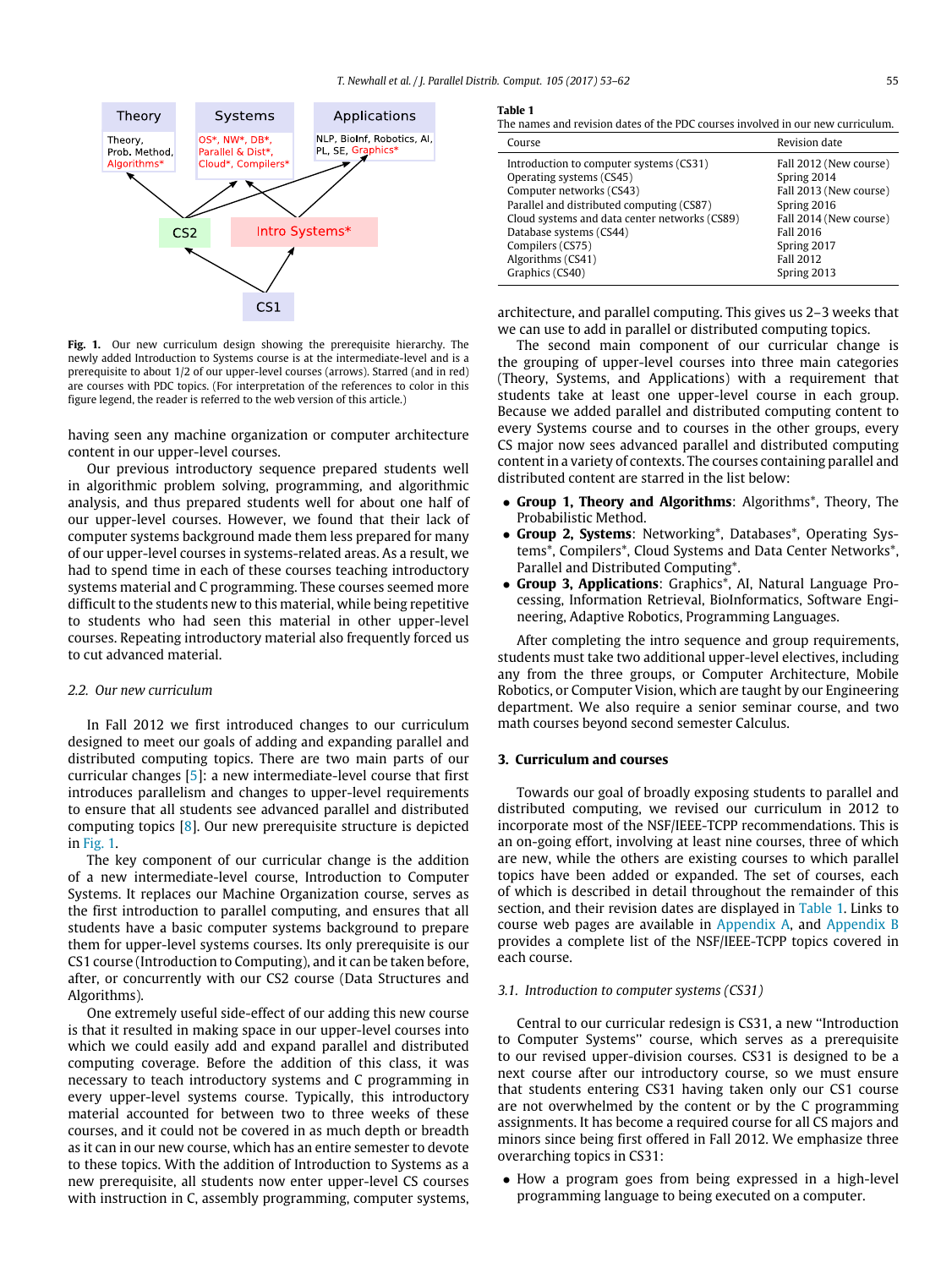Theory | Systems | Applications

Theory, Prob. Method, Algorithms* | OS*, NW*, DB*, Parallel & Dist*, Cloud*, Compilers* | NLP, BioInf, Robotics, AI, PL, SE, Graphics*

CS2 | Intro Systems*

CS1

**Fig. 1.** Our new curriculum design showing the prerequisite hierarchy. The newly added Introduction to Systems course is at the intermediate-level and is a prerequisite to about 1/2 of our upper-level courses (arrows). Starred (and in red) are courses with PDC topics. (For interpretation of the references to color in this figure legend, the reader is referred to the web version of this article.)

having seen any machine organization or computer architecture content in our upper-level courses.

Our previous introductory sequence prepared students well in algorithmic problem solving, programming, and algorithmic analysis, and thus prepared students well for about one half of our upper-level courses. However, we found that their lack of computer systems background made them less prepared for many of our upper-level courses in systems-related areas. As a result, we had to spend time in each of these courses teaching introductory systems material and C programming. These courses seemed more difficult to the students new to this material, while being repetitive to students who had seen this material in other upper-level courses. Repeating introductory material also frequently forced us to cut advanced material.

### 2.2. Our new curriculum

In Fall 2012 we first introduced changes to our curriculum designed to meet our goals of adding and expanding parallel and distributed computing topics. There are two main parts of our curricular changes [5]: a new intermediate-level course that first introduces parallelism and changes to upper-level requirements to ensure that all students see advanced parallel and distributed computing topics [8]. Our new prerequisite structure is depicted in Fig. 1.

The key component of our curricular change is the addition of a new intermediate-level course, Introduction to Computer Systems. It replaces our Machine Organization course, serves as the first introduction to parallel computing, and ensures that all students have a basic computer systems background to prepare them for upper-level systems courses. Its only prerequisite is our CS1 course (Introduction to Computing), and it can be taken before, after, or concurrently with our CS2 course (Data Structures and Algorithms).

One extremely useful side-effect of our adding this new course is that it resulted in making space in our upper-level courses into which we could easily add and expand parallel and distributed computing coverage. Before the addition of this class, it was necessary to teach introductory systems and C programming in every upper-level systems course. Typically, this introductory material accounted for between two to three weeks of these courses, and it could not be covered in as much depth or breadth as it can in our new course, which has an entire semester to devote to these topics. With the addition of Introduction to Systems as a new prerequisite, all students now enter upper-level CS courses with instruction in C, assembly programming, computer systems, architecture, and parallel computing. This gives us 2–3 weeks that we can use to add in parallel or distributed computing topics.

The second main component of our curricular change is the grouping of upper-level courses into three main categories (Theory, Systems, and Applications) with a requirement that students take at least one upper-level course in each group. Because we added parallel and distributed computing content to every Systems course and to courses in the other groups, every CS major now sees advanced parallel and distributed computing content in a variety of contexts. The courses containing parallel and distributed content are starred in the list below:

- **Group 1, Theory and Algorithms**: Algorithms*, Theory, The Probabilistic Method.
- **Group 2, Systems**: Networking*, Databases*, Operating Systems*, Compilers*, Cloud Systems and Data Center Networks*, Parallel and Distributed Computing*.
- **Group 3, Applications**: Graphics*, AI, Natural Language Processing, Information Retrieval, BioInformatics, Software Engineering, Adaptive Robotics, Programming Languages.

After completing the intro sequence and group requirements, students must take two additional upper-level electives, including any from the three groups, or Computer Architecture, Mobile Robotics, or Computer Vision, which are taught by our Engineering department. We also require a senior seminar course, and two math courses beyond second semester Calculus.

**Table 1**
The names and revision dates of the PDC courses involved in our new curriculum.

| Course | Revision date |
|---|---|
| Introduction to computer systems (CS31) | Fall 2012 (New course) |
| Operating systems (CS45) | Spring 2014 |
| Computer networks (CS43) | Fall 2013 (New course) |
| Parallel and distributed computing (CS87) | Spring 2016 |
| Cloud systems and data center networks (CS89) | Fall 2014 (New course) |
| Database systems (CS44) | Fall 2016 |
| Compilers (CS75) | Spring 2017 |
| Algorithms (CS41) | Fall 2012 |
| Graphics (CS40) | Spring 2013 |

## 3. Curriculum and courses

Towards our goal of broadly exposing students to parallel and distributed computing, we revised our curriculum in 2012 to incorporate most of the NSF/IEEE-TCPP recommendations. This is an on-going effort, involving at least nine courses, three of which are new, while the others are existing courses to which parallel topics have been added or expanded. The set of courses, each of which is described in detail throughout the remainder of this section, and their revision dates are displayed in Table 1. Links to course web pages are available in Appendix A, and Appendix B provides a complete list of the NSF/IEEE-TCPP topics covered in each course.

### 3.1. Introduction to computer systems (CS31)

Central to our curricular redesign is CS31, a new "Introduction to Computer Systems" course, which serves as a prerequisite to our revised upper-division courses. CS31 is designed to be a next course after our introductory course, so we must ensure that students entering CS31 having taken only our CS1 course are not overwhelmed by the content or by the C programming assignments. It has become a required course for all CS majors and minors since being first offered in Fall 2012. We emphasize three overarching topics in CS31:

- How a program goes from being expressed in a high-level programming language to being executed on a computer.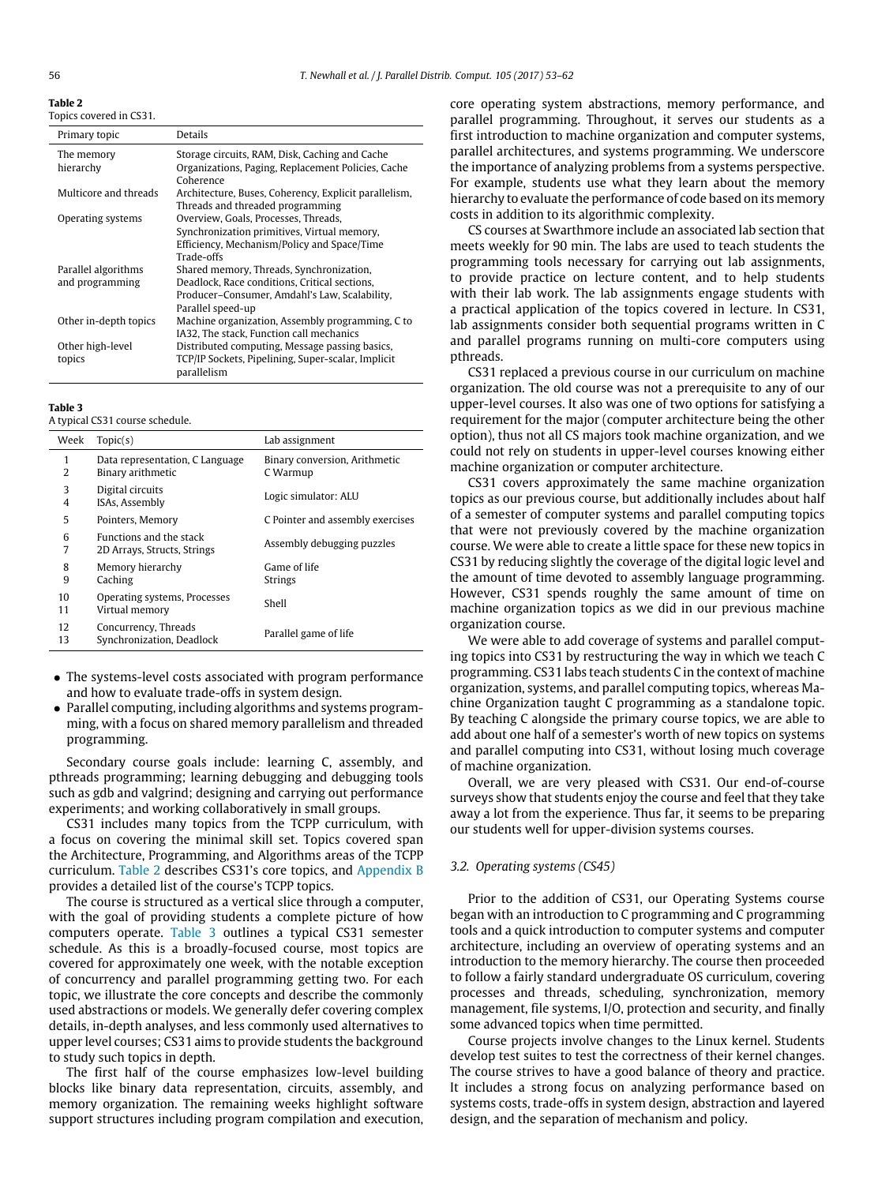**Table 2**
Topics covered in CS31.

| Primary topic | Details |
|---|---|
| The memory hierarchy | Storage circuits, RAM, Disk, Caching and Cache Organizations, Paging, Replacement Policies, Cache Coherence |
| Multicore and threads | Architecture, Buses, Coherency, Explicit parallelism, Threads and threaded programming |
| Operating systems | Overview, Goals, Processes, Threads, Synchronization primitives, Virtual memory, Efficiency, Mechanism/Policy and Space/Time Trade-offs |
| Parallel algorithms and programming | Shared memory, Threads, Synchronization, Deadlock, Race conditions, Critical sections, Producer–Consumer, Amdahl's Law, Scalability, Parallel speed-up |
| Other in-depth topics | Machine organization, Assembly programming, C to IA32, The stack, Function call mechanics |
| Other high-level topics | Distributed computing, Message passing basics, TCP/IP Sockets, Pipelining, Super-scalar, Implicit parallelism |

**Table 3**
A typical CS31 course schedule.

| Week | Topic(s) | Lab assignment |
|---|---|---|
| 1 | Data representation, C Language | Binary conversion, Arithmetic |
| 2 | Binary arithmetic | C Warmup |
| 3 | Digital circuits | Logic simulator: ALU |
| 4 | ISAs, Assembly | |
| 5 | Pointers, Memory | C Pointer and assembly exercises |
| 6 | Functions and the stack | Assembly debugging puzzles |
| 7 | 2D Arrays, Structs, Strings | |
| 8 | Memory hierarchy | Game of life |
| 9 | Caching | Strings |
| 10 | Operating systems, Processes | Shell |
| 11 | Virtual memory | |
| 12 | Concurrency, Threads | Parallel game of life |
| 13 | Synchronization, Deadlock | |

- The systems-level costs associated with program performance and how to evaluate trade-offs in system design.
- Parallel computing, including algorithms and systems programming, with a focus on shared memory parallelism and threaded programming.

Secondary course goals include: learning C, assembly, and pthreads programming; learning debugging and debugging tools such as gdb and valgrind; designing and carrying out performance experiments; and working collaboratively in small groups.

CS31 includes many topics from the TCPP curriculum, with a focus on covering the minimal skill set. Topics covered span the Architecture, Programming, and Algorithms areas of the TCPP curriculum. Table 2 describes CS31's core topics, and Appendix B provides a detailed list of the course's TCPP topics.

The course is structured as a vertical slice through a computer, with the goal of providing students a complete picture of how computers operate. Table 3 outlines a typical CS31 semester schedule. As this is a broadly-focused course, most topics are covered for approximately one week, with the notable exception of concurrency and parallel programming getting two. For each topic, we illustrate the core concepts and describe the commonly used abstractions or models. We generally defer covering complex details, in-depth analyses, and less commonly used alternatives to upper level courses; CS31 aims to provide students the background to study such topics in depth.

The first half of the course emphasizes low-level building blocks like binary data representation, circuits, assembly, and memory organization. The remaining weeks highlight software support structures including program compilation and execution, core operating system abstractions, memory performance, and parallel programming. Throughout, it serves our students as a first introduction to machine organization and computer systems, parallel architectures, and systems programming. We underscore the importance of analyzing problems from a systems perspective. For example, students use what they learn about the memory hierarchy to evaluate the performance of code based on its memory costs in addition to its algorithmic complexity.

CS courses at Swarthmore include an associated lab section that meets weekly for 90 min. The labs are used to teach students the programming tools necessary for carrying out lab assignments, to provide practice on lecture content, and to help students with their lab work. The lab assignments engage students with a practical application of the topics covered in lecture. In CS31, lab assignments consider both sequential programs written in C and parallel programs running on multi-core computers using pthreads.

CS31 replaced a previous course in our curriculum on machine organization. The old course was not a prerequisite to any of our upper-level courses. It also was one of two options for satisfying a requirement for the major (computer architecture being the other option), thus not all CS majors took machine organization, and we could not rely on students in upper-level courses knowing either machine organization or computer architecture.

CS31 covers approximately the same machine organization topics as our previous course, but additionally includes about half of a semester of computer systems and parallel computing topics that were not previously covered by the machine organization course. We were able to create a little space for these new topics in CS31 by reducing slightly the coverage of the digital logic level and the amount of time devoted to assembly language programming. However, CS31 spends roughly the same amount of time on machine organization topics as we did in our previous machine organization course.

We were able to add coverage of systems and parallel computing topics into CS31 by restructuring the way in which we teach C programming. CS31 labs teach students C in the context of machine organization, systems, and parallel computing topics, whereas Machine Organization taught C programming as a standalone topic. By teaching C alongside the primary course topics, we are able to add about one half of a semester's worth of new topics on systems and parallel computing into CS31, without losing much coverage of machine organization.

Overall, we are very pleased with CS31. Our end-of-course surveys show that students enjoy the course and feel that they take away a lot from the experience. Thus far, it seems to be preparing our students well for upper-division systems courses.

### 3.2. Operating systems (CS45)

Prior to the addition of CS31, our Operating Systems course began with an introduction to C programming and C programming tools and a quick introduction to computer systems and computer architecture, including an overview of operating systems and an introduction to the memory hierarchy. The course then proceeded to follow a fairly standard undergraduate OS curriculum, covering processes and threads, scheduling, synchronization, memory management, file systems, I/O, protection and security, and finally some advanced topics when time permitted.

Course projects involve changes to the Linux kernel. Students develop test suites to test the correctness of their kernel changes. The course strives to have a good balance of theory and practice. It includes a strong focus on analyzing performance based on systems costs, trade-offs in system design, abstraction and layered design, and the separation of mechanism and policy.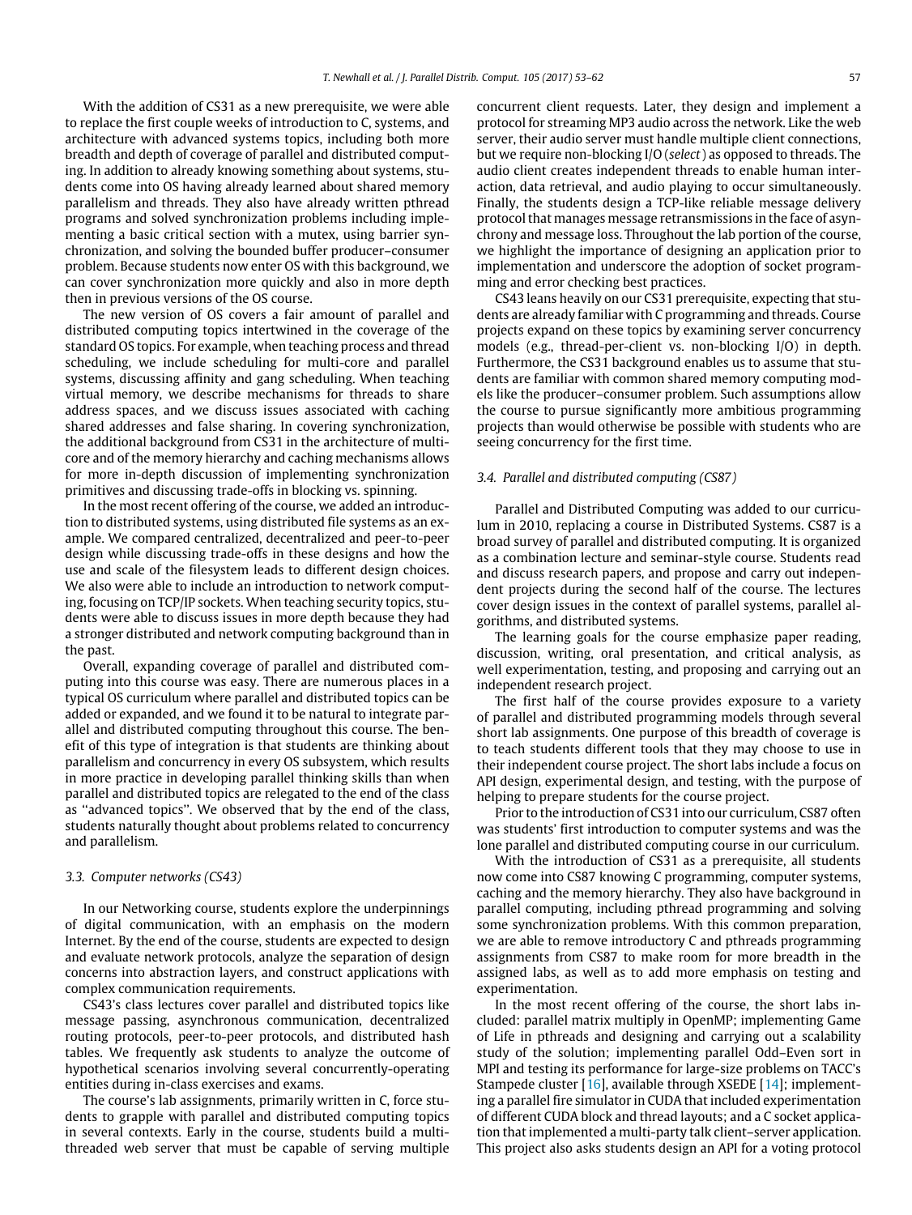With the addition of CS31 as a new prerequisite, we were able to replace the first couple weeks of introduction to C, systems, and architecture with advanced systems topics, including both more breadth and depth of coverage of parallel and distributed computing. In addition to already knowing something about systems, students come into OS having already learned about shared memory parallelism and threads. They also have already written pthread programs and solved synchronization problems including implementing a basic critical section with a mutex, using barrier synchronization, and solving the bounded buffer producer–consumer problem. Because students now enter OS with this background, we can cover synchronization more quickly and also in more depth then in previous versions of the OS course.

The new version of OS covers a fair amount of parallel and distributed computing topics intertwined in the coverage of the standard OS topics. For example, when teaching process and thread scheduling, we include scheduling for multi-core and parallel systems, discussing affinity and gang scheduling. When teaching virtual memory, we describe mechanisms for threads to share address spaces, and we discuss issues associated with caching shared addresses and false sharing. In covering synchronization, the additional background from CS31 in the architecture of multicore and of the memory hierarchy and caching mechanisms allows for more in-depth discussion of implementing synchronization primitives and discussing trade-offs in blocking vs. spinning.

In the most recent offering of the course, we added an introduction to distributed systems, using distributed file systems as an example. We compared centralized, decentralized and peer-to-peer design while discussing trade-offs in these designs and how the use and scale of the filesystem leads to different design choices. We also were able to include an introduction to network computing, focusing on TCP/IP sockets. When teaching security topics, students were able to discuss issues in more depth because they had a stronger distributed and network computing background than in the past.

Overall, expanding coverage of parallel and distributed computing into this course was easy. There are numerous places in a typical OS curriculum where parallel and distributed topics can be added or expanded, and we found it to be natural to integrate parallel and distributed computing throughout this course. The benefit of this type of integration is that students are thinking about parallelism and concurrency in every OS subsystem, which results in more practice in developing parallel thinking skills than when parallel and distributed topics are relegated to the end of the class as ''advanced topics''. We observed that by the end of the class, students naturally thought about problems related to concurrency and parallelism.

### 3.3. Computer networks (CS43)

In our Networking course, students explore the underpinnings of digital communication, with an emphasis on the modern Internet. By the end of the course, students are expected to design and evaluate network protocols, analyze the separation of design concerns into abstraction layers, and construct applications with complex communication requirements.

CS43's class lectures cover parallel and distributed topics like message passing, asynchronous communication, decentralized routing protocols, peer-to-peer protocols, and distributed hash tables. We frequently ask students to analyze the outcome of hypothetical scenarios involving several concurrently-operating entities during in-class exercises and exams.

The course's lab assignments, primarily written in C, force students to grapple with parallel and distributed computing topics in several contexts. Early in the course, students build a multi-threaded web server that must be capable of serving multiple concurrent client requests. Later, they design and implement a protocol for streaming MP3 audio across the network. Like the web server, their audio server must handle multiple client connections, but we require non-blocking I/O (*select*) as opposed to threads. The audio client creates independent threads to enable human interaction, data retrieval, and audio playing to occur simultaneously. Finally, the students design a TCP-like reliable message delivery protocol that manages message retransmissions in the face of asynchrony and message loss. Throughout the lab portion of the course, we highlight the importance of designing an application prior to implementation and underscore the adoption of socket programming and error checking best practices.

CS43 leans heavily on our CS31 prerequisite, expecting that students are already familiar with C programming and threads. Course projects expand on these topics by examining server concurrency models (e.g., thread-per-client vs. non-blocking I/O) in depth. Furthermore, the CS31 background enables us to assume that students are familiar with common shared memory computing models like the producer–consumer problem. Such assumptions allow the course to pursue significantly more ambitious programming projects than would otherwise be possible with students who are seeing concurrency for the first time.

### 3.4. Parallel and distributed computing (CS87)

Parallel and Distributed Computing was added to our curriculum in 2010, replacing a course in Distributed Systems. CS87 is a broad survey of parallel and distributed computing. It is organized as a combination lecture and seminar-style course. Students read and discuss research papers, and propose and carry out independent projects during the second half of the course. The lectures cover design issues in the context of parallel systems, parallel algorithms, and distributed systems.

The learning goals for the course emphasize paper reading, discussion, writing, oral presentation, and critical analysis, as well experimentation, testing, and proposing and carrying out an independent research project.

The first half of the course provides exposure to a variety of parallel and distributed programming models through several short lab assignments. One purpose of this breadth of coverage is to teach students different tools that they may choose to use in their independent course project. The short labs include a focus on API design, experimental design, and testing, with the purpose of helping to prepare students for the course project.

Prior to the introduction of CS31 into our curriculum, CS87 often was students' first introduction to computer systems and was the lone parallel and distributed computing course in our curriculum.

With the introduction of CS31 as a prerequisite, all students now come into CS87 knowing C programming, computer systems, caching and the memory hierarchy. They also have background in parallel computing, including pthread programming and solving some synchronization problems. With this common preparation, we are able to remove introductory C and pthreads programming assignments from CS87 to make room for more breadth in the assigned labs, as well as to add more emphasis on testing and experimentation.

In the most recent offering of the course, the short labs included: parallel matrix multiply in OpenMP; implementing Game of Life in pthreads and designing and carrying out a scalability study of the solution; implementing parallel Odd–Even sort in MPI and testing its performance for large-size problems on TACC's Stampede cluster [16], available through XSEDE [14]; implementing a parallel fire simulator in CUDA that included experimentation of different CUDA block and thread layouts; and a C socket application that implemented a multi-party talk client–server application. This project also asks students design an API for a voting protocol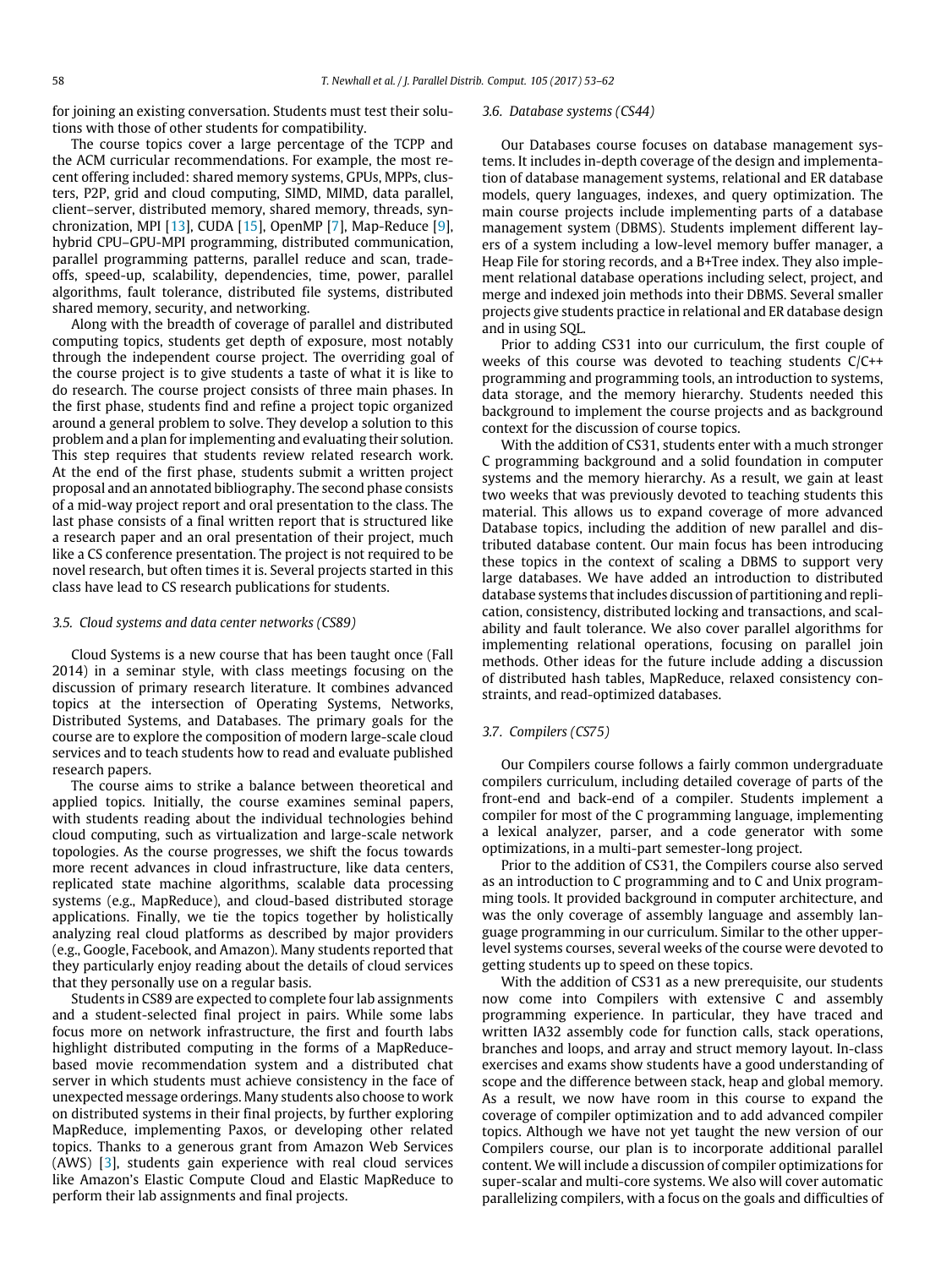for joining an existing conversation. Students must test their solutions with those of other students for compatibility.

The course topics cover a large percentage of the TCPP and the ACM curricular recommendations. For example, the most recent offering included: shared memory systems, GPUs, MPPs, clusters, P2P, grid and cloud computing, SIMD, MIMD, data parallel, client–server, distributed memory, shared memory, threads, synchronization, MPI [13], CUDA [15], OpenMP [7], Map-Reduce [9], hybrid CPU–GPU-MPI programming, distributed communication, parallel programming patterns, parallel reduce and scan, tradeoffs, speed-up, scalability, dependencies, time, power, parallel algorithms, fault tolerance, distributed file systems, distributed shared memory, security, and networking.

Along with the breadth of coverage of parallel and distributed computing topics, students get depth of exposure, most notably through the independent course project. The overriding goal of the course project is to give students a taste of what it is like to do research. The course project consists of three main phases. In the first phase, students find and refine a project topic organized around a general problem to solve. They develop a solution to this problem and a plan for implementing and evaluating their solution. This step requires that students review related research work. At the end of the first phase, students submit a written project proposal and an annotated bibliography. The second phase consists of a mid-way project report and oral presentation to the class. The last phase consists of a final written report that is structured like a research paper and an oral presentation of their project, much like a CS conference presentation. The project is not required to be novel research, but often times it is. Several projects started in this class have lead to CS research publications for students.

### 3.5. Cloud systems and data center networks (CS89)

Cloud Systems is a new course that has been taught once (Fall 2014) in a seminar style, with class meetings focusing on the discussion of primary research literature. It combines advanced topics at the intersection of Operating Systems, Networks, Distributed Systems, and Databases. The primary goals for the course are to explore the composition of modern large-scale cloud services and to teach students how to read and evaluate published research papers.

The course aims to strike a balance between theoretical and applied topics. Initially, the course examines seminal papers, with students reading about the individual technologies behind cloud computing, such as virtualization and large-scale network topologies. As the course progresses, we shift the focus towards more recent advances in cloud infrastructure, like data centers, replicated state machine algorithms, scalable data processing systems (e.g., MapReduce), and cloud-based distributed storage applications. Finally, we tie the topics together by holistically analyzing real cloud platforms as described by major providers (e.g., Google, Facebook, and Amazon). Many students reported that they particularly enjoy reading about the details of cloud services that they personally use on a regular basis.

Students in CS89 are expected to complete four lab assignments and a student-selected final project in pairs. While some labs focus more on network infrastructure, the first and fourth labs highlight distributed computing in the forms of a MapReduce-based movie recommendation system and a distributed chat server in which students must achieve consistency in the face of unexpected message orderings. Many students also choose to work on distributed systems in their final projects, by further exploring MapReduce, implementing Paxos, or developing other related topics. Thanks to a generous grant from Amazon Web Services (AWS) [3], students gain experience with real cloud services like Amazon's Elastic Compute Cloud and Elastic MapReduce to perform their lab assignments and final projects.

### 3.6. Database systems (CS44)

Our Databases course focuses on database management systems. It includes in-depth coverage of the design and implementation of database management systems, relational and ER database models, query languages, indexes, and query optimization. The main course projects include implementing parts of a database management system (DBMS). Students implement different layers of a system including a low-level memory buffer manager, a Heap File for storing records, and a B+Tree index. They also implement relational database operations including select, project, and merge and indexed join methods into their DBMS. Several smaller projects give students practice in relational and ER database design and in using SQL.

Prior to adding CS31 into our curriculum, the first couple of weeks of this course was devoted to teaching students C/C++ programming and programming tools, an introduction to systems, data storage, and the memory hierarchy. Students needed this background to implement the course projects and as background context for the discussion of course topics.

With the addition of CS31, students enter with a much stronger C programming background and a solid foundation in computer systems and the memory hierarchy. As a result, we gain at least two weeks that was previously devoted to teaching students this material. This allows us to expand coverage of more advanced Database topics, including the addition of new parallel and distributed database content. Our main focus has been introducing these topics in the context of scaling a DBMS to support very large databases. We have added an introduction to distributed database systems that includes discussion of partitioning and replication, consistency, distributed locking and transactions, and scalability and fault tolerance. We also cover parallel algorithms for implementing relational operations, focusing on parallel join methods. Other ideas for the future include adding a discussion of distributed hash tables, MapReduce, relaxed consistency constraints, and read-optimized databases.

### 3.7. Compilers (CS75)

Our Compilers course follows a fairly common undergraduate compilers curriculum, including detailed coverage of parts of the front-end and back-end of a compiler. Students implement a compiler for most of the C programming language, implementing a lexical analyzer, parser, and a code generator with some optimizations, in a multi-part semester-long project.

Prior to the addition of CS31, the Compilers course also served as an introduction to C programming and to C and Unix programming tools. It provided background in computer architecture, and was the only coverage of assembly language and assembly language programming in our curriculum. Similar to the other upper-level systems courses, several weeks of the course were devoted to getting students up to speed on these topics.

With the addition of CS31 as a new prerequisite, our students now come into Compilers with extensive C and assembly programming experience. In particular, they have traced and written IA32 assembly code for function calls, stack operations, branches and loops, and array and struct memory layout. In-class exercises and exams show students have a good understanding of scope and the difference between stack, heap and global memory. As a result, we now have room in this course to expand the coverage of compiler optimization and to add advanced compiler topics. Although we have not yet taught the new version of our Compilers course, our plan is to incorporate additional parallel content. We will include a discussion of compiler optimizations for super-scalar and multi-core systems. We also will cover automatic parallelizing compilers, with a focus on the goals and difficulties of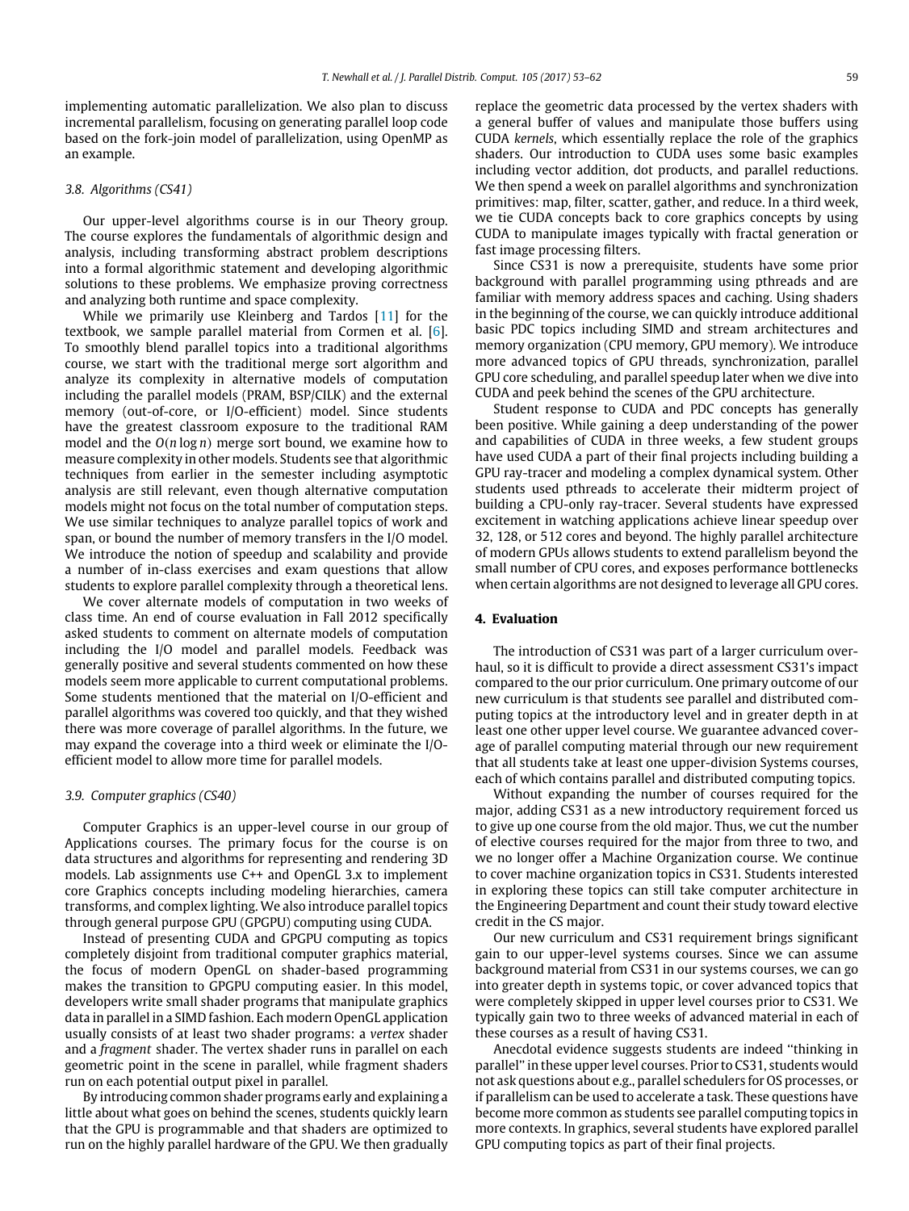implementing automatic parallelization. We also plan to discuss incremental parallelism, focusing on generating parallel loop code based on the fork-join model of parallelization, using OpenMP as an example.

### 3.8. Algorithms (CS41)

Our upper-level algorithms course is in our Theory group. The course explores the fundamentals of algorithmic design and analysis, including transforming abstract problem descriptions into a formal algorithmic statement and developing algorithmic solutions to these problems. We emphasize proving correctness and analyzing both runtime and space complexity.

While we primarily use Kleinberg and Tardos [11] for the textbook, we sample parallel material from Cormen et al. [6]. To smoothly blend parallel topics into a traditional algorithms course, we start with the traditional merge sort algorithm and analyze its complexity in alternative models of computation including the parallel models (PRAM, BSP/CILK) and the external memory (out-of-core, or I/O-efficient) model. Since students have the greatest classroom exposure to the traditional RAM model and the $O(n \log n)$ merge sort bound, we examine how to measure complexity in other models. Students see that algorithmic techniques from earlier in the semester including asymptotic analysis are still relevant, even though alternative computation models might not focus on the total number of computation steps. We use similar techniques to analyze parallel topics of work and span, or bound the number of memory transfers in the I/O model. We introduce the notion of speedup and scalability and provide a number of in-class exercises and exam questions that allow students to explore parallel complexity through a theoretical lens.

We cover alternate models of computation in two weeks of class time. An end of course evaluation in Fall 2012 specifically asked students to comment on alternate models of computation including the I/O model and parallel models. Feedback was generally positive and several students commented on how these models seem more applicable to current computational problems. Some students mentioned that the material on I/O-efficient and parallel algorithms was covered too quickly, and that they wished there was more coverage of parallel algorithms. In the future, we may expand the coverage into a third week or eliminate the I/O-efficient model to allow more time for parallel models.

### 3.9. Computer graphics (CS40)

Computer Graphics is an upper-level course in our group of Applications courses. The primary focus for the course is on data structures and algorithms for representing and rendering 3D models. Lab assignments use C++ and OpenGL 3.x to implement core Graphics concepts including modeling hierarchies, camera transforms, and complex lighting. We also introduce parallel topics through general purpose GPU (GPGPU) computing using CUDA.

Instead of presenting CUDA and GPGPU computing as topics completely disjoint from traditional computer graphics material, the focus of modern OpenGL on shader-based programming makes the transition to GPGPU computing easier. In this model, developers write small shader programs that manipulate graphics data in parallel in a SIMD fashion. Each modern OpenGL application usually consists of at least two shader programs: a *vertex* shader and a *fragment* shader. The vertex shader runs in parallel on each geometric point in the scene in parallel, while fragment shaders run on each potential output pixel in parallel.

By introducing common shader programs early and explaining a little about what goes on behind the scenes, students quickly learn that the GPU is programmable and that shaders are optimized to run on the highly parallel hardware of the GPU. We then gradually replace the geometric data processed by the vertex shaders with a general buffer of values and manipulate those buffers using CUDA *kernels*, which essentially replace the role of the graphics shaders. Our introduction to CUDA uses some basic examples including vector addition, dot products, and parallel reductions. We then spend a week on parallel algorithms and synchronization primitives: map, filter, scatter, gather, and reduce. In a third week, we tie CUDA concepts back to core graphics concepts by using CUDA to manipulate images typically with fractal generation or fast image processing filters.

Since CS31 is now a prerequisite, students have some prior background with parallel programming using pthreads and are familiar with memory address spaces and caching. Using shaders in the beginning of the course, we can quickly introduce additional basic PDC topics including SIMD and stream architectures and memory organization (CPU memory, GPU memory). We introduce more advanced topics of GPU threads, synchronization, parallel GPU core scheduling, and parallel speedup later when we dive into CUDA and peek behind the scenes of the GPU architecture.

Student response to CUDA and PDC concepts has generally been positive. While gaining a deep understanding of the power and capabilities of CUDA in three weeks, a few student groups have used CUDA a part of their final projects including building a GPU ray-tracer and modeling a complex dynamical system. Other students used pthreads to accelerate their midterm project of building a CPU-only ray-tracer. Several students have expressed excitement in watching applications achieve linear speedup over 32, 128, or 512 cores and beyond. The highly parallel architecture of modern GPUs allows students to extend parallelism beyond the small number of CPU cores, and exposes performance bottlenecks when certain algorithms are not designed to leverage all GPU cores.

## 4. Evaluation

The introduction of CS31 was part of a larger curriculum overhaul, so it is difficult to provide a direct assessment CS31's impact compared to the our prior curriculum. One primary outcome of our new curriculum is that students see parallel and distributed computing topics at the introductory level and in greater depth in at least one other upper level course. We guarantee advanced coverage of parallel computing material through our new requirement that all students take at least one upper-division Systems courses, each of which contains parallel and distributed computing topics.

Without expanding the number of courses required for the major, adding CS31 as a new introductory requirement forced us to give up one course from the old major. Thus, we cut the number of elective courses required for the major from three to two, and we no longer offer a Machine Organization course. We continue to cover machine organization topics in CS31. Students interested in exploring these topics can still take computer architecture in the Engineering Department and count their study toward elective credit in the CS major.

Our new curriculum and CS31 requirement brings significant gain to our upper-level systems courses. Since we can assume background material from CS31 in our systems courses, we can go into greater depth in systems topic, or cover advanced topics that were completely skipped in upper level courses prior to CS31. We typically gain two to three weeks of advanced material in each of these courses as a result of having CS31.

Anecdotal evidence suggests students are indeed "thinking in parallel" in these upper level courses. Prior to CS31, students would not ask questions about e.g., parallel schedulers for OS processes, or if parallelism can be used to accelerate a task. These questions have become more common as students see parallel computing topics in more contexts. In graphics, several students have explored parallel GPU computing topics as part of their final projects.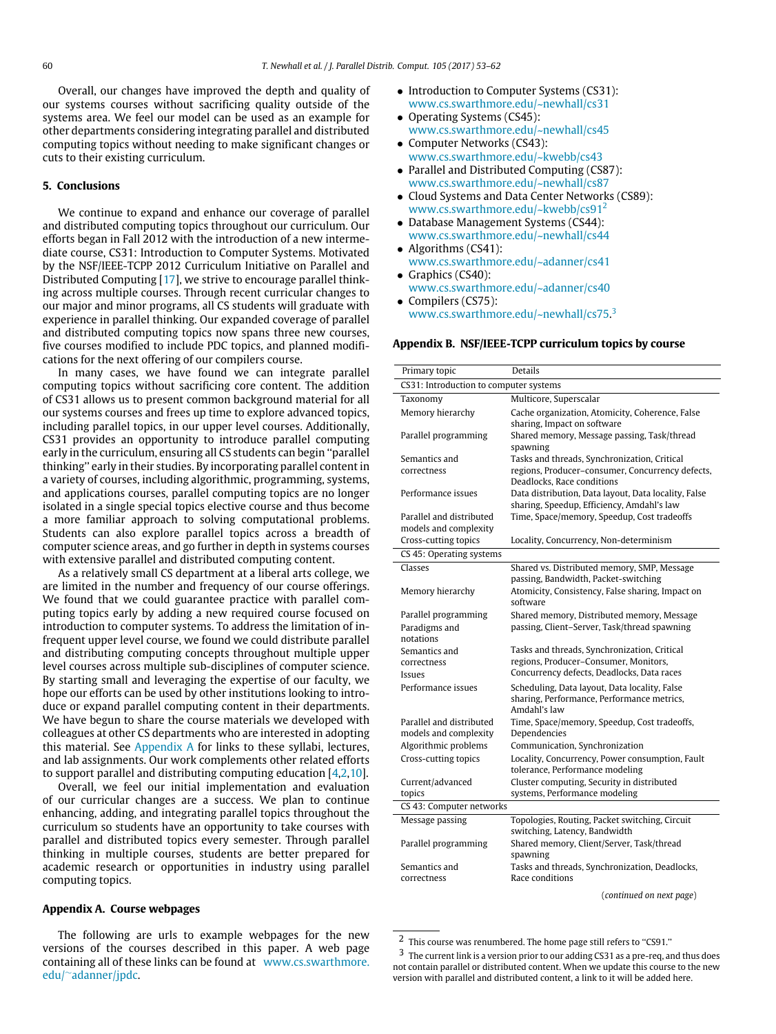Overall, our changes have improved the depth and quality of our systems courses without sacrificing quality outside of the systems area. We feel our model can be used as an example for other departments considering integrating parallel and distributed computing topics without needing to make significant changes or cuts to their existing curriculum.

## 5. Conclusions

We continue to expand and enhance our coverage of parallel and distributed computing topics throughout our curriculum. Our efforts began in Fall 2012 with the introduction of a new intermediate course, CS31: Introduction to Computer Systems. Motivated by the NSF/IEEE-TCPP 2012 Curriculum Initiative on Parallel and Distributed Computing [17], we strive to encourage parallel thinking across multiple courses. Through recent curricular changes to our major and minor programs, all CS students will graduate with experience in parallel thinking. Our expanded coverage of parallel and distributed computing topics now spans three new courses, five courses modified to include PDC topics, and planned modifications for the next offering of our compilers course.

In many cases, we have found we can integrate parallel computing topics without sacrificing core content. The addition of CS31 allows us to present common background material for all our systems courses and frees up time to explore advanced topics, including parallel topics, in our upper level courses. Additionally, CS31 provides an opportunity to introduce parallel computing early in the curriculum, ensuring all CS students can begin "parallel thinking" early in their studies. By incorporating parallel content in a variety of courses, including algorithmic, programming, systems, and applications courses, parallel computing topics are no longer isolated in a single special topics elective course and thus become a more familiar approach to solving computational problems. Students can also explore parallel topics across a breadth of computer science areas, and go further in depth in systems courses with extensive parallel and distributed computing content.

As a relatively small CS department at a liberal arts college, we are limited in the number and frequency of our course offerings. We found that we could guarantee practice with parallel computing topics early by adding a new required course focused on introduction to computer systems. To address the limitation of infrequent upper level course, we found we could distribute parallel and distributing computing concepts throughout multiple upper level courses across multiple sub-disciplines of computer science. By starting small and leveraging the expertise of our faculty, we hope our efforts can be used by other institutions looking to introduce or expand parallel computing content in their departments. We have begun to share the course materials we developed with colleagues at other CS departments who are interested in adopting this material. See Appendix A for links to these syllabi, lectures, and lab assignments. Our work complements other related efforts to support parallel and distributing computing education [4,2,10].

Overall, we feel our initial implementation and evaluation of our curricular changes are a success. We plan to continue enhancing, adding, and integrating parallel topics throughout the curriculum so students have an opportunity to take courses with parallel and distributed topics every semester. Through parallel thinking in multiple courses, students are better prepared for academic research or opportunities in industry using parallel computing topics.

## Appendix A. Course webpages

The following are urls to example webpages for the new versions of the courses described in this paper. A web page containing all of these links can be found at www.cs.swarthmore.edu/~adanner/jpdc.

- Introduction to Computer Systems (CS31): www.cs.swarthmore.edu/~newhall/cs31
- Operating Systems (CS45): www.cs.swarthmore.edu/~newhall/cs45
- Computer Networks (CS43): www.cs.swarthmore.edu/~kwebb/cs43
- Parallel and Distributed Computing (CS87): www.cs.swarthmore.edu/~newhall/cs87
- Cloud Systems and Data Center Networks (CS89): www.cs.swarthmore.edu/~kwebb/cs91[2]
- Database Management Systems (CS44): www.cs.swarthmore.edu/~newhall/cs44
- Algorithms (CS41): www.cs.swarthmore.edu/~adanner/cs41
- Graphics (CS40): www.cs.swarthmore.edu/~adanner/cs40
- Compilers (CS75): www.cs.swarthmore.edu/~newhall/cs75.[3]

## Appendix B. NSF/IEEE-TCPP curriculum topics by course

| Primary topic | Details |
|---|---|
| **CS31: Introduction to computer systems** | |
| Taxonomy | Multicore, Superscalar |
| Memory hierarchy | Cache organization, Atomicity, Coherence, False sharing, Impact on software |
| Parallel programming | Shared memory, Message passing, Task/thread spawning |
| Semantics and correctness | Tasks and threads, Synchronization, Critical regions, Producer–consumer, Concurrency defects, Deadlocks, Race conditions |
| Performance issues | Data distribution, Data layout, Data locality, False sharing, Speedup, Efficiency, Amdahl's law |
| Parallel and distributed models and complexity | Time, Space/memory, Speedup, Cost tradeoffs |
| Cross-cutting topics | Locality, Concurrency, Non-determinism |
| **CS 45: Operating systems** | |
| Classes | Shared vs. Distributed memory, SMP, Message passing, Bandwidth, Packet-switching |
| Memory hierarchy | Atomicity, Consistency, False sharing, Impact on software |
| Parallel programming Paradigms and notations | Shared memory, Distributed memory, Message passing, Client–Server, Task/thread spawning |
| Semantics and correctness Issues | Tasks and threads, Synchronization, Critical regions, Producer–Consumer, Monitors, Concurrency defects, Deadlocks, Data races |
| Performance issues | Scheduling, Data layout, Data locality, False sharing, Performance, Performance metrics, Amdahl's law |
| Parallel and distributed models and complexity | Time, Space/memory, Speedup, Cost tradeoffs, Dependencies |
| Algorithmic problems | Communication, Synchronization |
| Cross-cutting topics | Locality, Concurrency, Power consumption, Fault tolerance, Performance modeling |
| Current/advanced topics | Cluster computing, Security in distributed systems, Performance modeling |
| **CS 43: Computer networks** | |
| Message passing | Topologies, Routing, Packet switching, Circuit switching, Latency, Bandwidth |
| Parallel programming | Shared memory, Client/Server, Task/thread spawning |
| Semantics and correctness | Tasks and threads, Synchronization, Deadlocks, Race conditions |

(*continued on next page*)

[2] This course was renumbered. The home page still refers to "CS91."

[3] The current link is a version prior to our adding CS31 as a pre-req, and thus does not contain parallel or distributed content. When we update this course to the new version with parallel and distributed content, a link to it will be added here.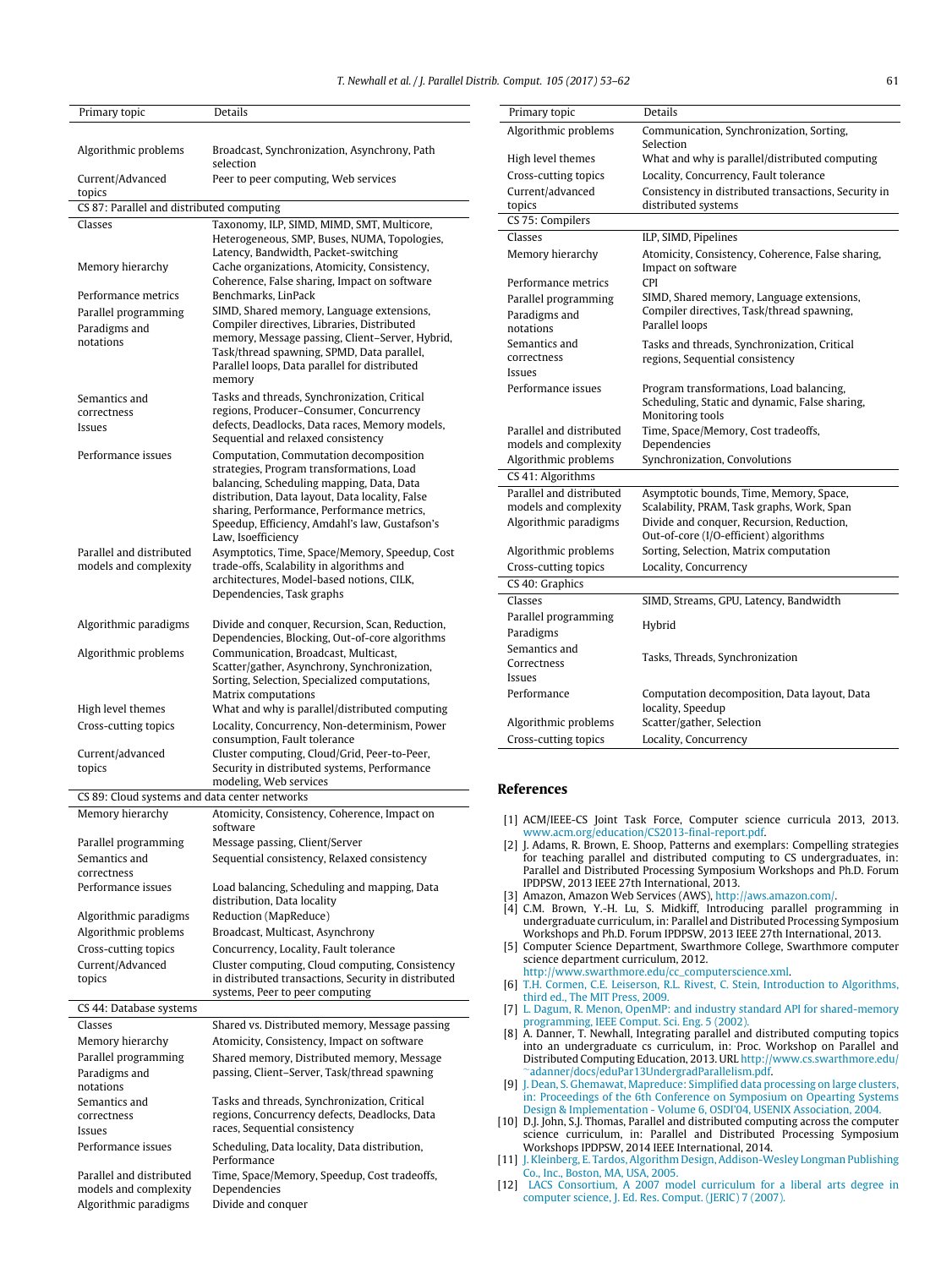| Primary topic | Details |
|---|---|
| Algorithmic problems | Broadcast, Synchronization, Asynchrony, Path selection |
| Current/Advanced topics | Peer to peer computing, Web services |
| CS 87: Parallel and distributed computing | |
| Classes | Taxonomy, ILP, SIMD, MIMD, SMT, Multicore, Heterogeneous, SMP, Buses, NUMA, Topologies, Latency, Bandwidth, Packet-switching |
| Memory hierarchy | Cache organizations, Atomicity, Consistency, Coherence, False sharing, Impact on software |
| Performance metrics | Benchmarks, LinPack |
| Parallel programming Paradigms and notations | SIMD, Shared memory, Language extensions, Compiler directives, Libraries, Distributed memory, Message passing, Client–Server, Hybrid, Task/thread spawning, SPMD, Data parallel, Parallel loops, Data parallel for distributed memory |
| Semantics and correctness Issues | Tasks and threads, Synchronization, Critical regions, Producer–Consumer, Concurrency defects, Deadlocks, Data races, Memory models, Sequential and relaxed consistency |
| Performance issues | Computation, Commutation decomposition strategies, Program transformations, Load balancing, Scheduling mapping, Data, Data distribution, Data layout, Data locality, False sharing, Performance, Performance metrics, Speedup, Efficiency, Amdahl's law, Gustafson's Law, Isoefficiency |
| Parallel and distributed models and complexity | Asymptotics, Time, Space/Memory, Speedup, Cost trade-offs, Scalability in algorithms and architectures, Model-based notions, CILK, Dependencies, Task graphs |
| Algorithmic paradigms | Divide and conquer, Recursion, Scan, Reduction, Dependencies, Blocking, Out-of-core algorithms |
| Algorithmic problems | Communication, Broadcast, Multicast, Scatter/gather, Asynchrony, Synchronization, Sorting, Selection, Specialized computations, Matrix computations |
| High level themes | What and why is parallel/distributed computing |
| Cross-cutting topics | Locality, Concurrency, Non-determinism, Power consumption, Fault tolerance |
| Current/advanced topics | Cluster computing, Cloud/Grid, Peer-to-Peer, Security in distributed systems, Performance modeling, Web services |
| CS 89: Cloud systems and data center networks | |
| Memory hierarchy | Atomicity, Consistency, Coherence, Impact on software |
| Parallel programming | Message passing, Client/Server |
| Semantics and correctness | Sequential consistency, Relaxed consistency |
| Performance issues | Load balancing, Scheduling and mapping, Data distribution, Data locality |
| Algorithmic paradigms | Reduction (MapReduce) |
| Algorithmic problems | Broadcast, Multicast, Asynchrony |
| Cross-cutting topics | Concurrency, Locality, Fault tolerance |
| Current/Advanced topics | Cluster computing, Cloud computing, Consistency in distributed transactions, Security in distributed systems, Peer to peer computing |
| CS 44: Database systems | |
| Classes | Shared vs. Distributed memory, Message passing |
| Memory hierarchy | Atomicity, Consistency, Impact on software |
| Parallel programming Paradigms and notations | Shared memory, Distributed memory, Message passing, Client–Server, Task/thread spawning |
| Semantics and correctness Issues | Tasks and threads, Synchronization, Critical regions, Concurrency defects, Deadlocks, Data races, Sequential consistency |
| Performance issues | Scheduling, Data locality, Data distribution, Performance |
| Parallel and distributed models and complexity | Time, Space/Memory, Speedup, Cost tradeoffs, Dependencies |
| Algorithmic paradigms | Divide and conquer |
| Algorithmic problems | Communication, Synchronization, Sorting, Selection |
| High level themes | What and why is parallel/distributed computing |
| Cross-cutting topics | Locality, Concurrency, Fault tolerance |
| Current/advanced topics | Consistency in distributed transactions, Security in distributed systems |
| CS 75: Compilers | |
| Classes | ILP, SIMD, Pipelines |
| Memory hierarchy | Atomicity, Consistency, Coherence, False sharing, Impact on software |
| Performance metrics | CPI |
| Parallel programming Paradigms and notations | SIMD, Shared memory, Language extensions, Compiler directives, Task/thread spawning, Parallel loops |
| Semantics and correctness Issues | Tasks and threads, Synchronization, Critical regions, Sequential consistency |
| Performance issues | Program transformations, Load balancing, Scheduling, Static and dynamic, False sharing, Monitoring tools |
| Parallel and distributed models and complexity | Time, Space/Memory, Cost tradeoffs, Dependencies |
| Algorithmic problems | Synchronization, Convolutions |
| CS 41: Algorithms | |
| Parallel and distributed models and complexity | Asymptotic bounds, Time, Memory, Space, Scalability, PRAM, Task graphs, Work, Span |
| Algorithmic paradigms | Divide and conquer, Recursion, Reduction, Out-of-core (I/O-efficient) algorithms |
| Algorithmic problems | Sorting, Selection, Matrix computation |
| Cross-cutting topics | Locality, Concurrency |
| CS 40: Graphics | |
| Classes | SIMD, Streams, GPU, Latency, Bandwidth |
| Parallel programming Paradigms | Hybrid |
| Semantics and Correctness Issues | Tasks, Threads, Synchronization |
| Performance | Computation decomposition, Data layout, Data locality, Speedup |
| Algorithmic problems | Scatter/gather, Selection |
| Cross-cutting topics | Locality, Concurrency |

## References

[1] ACM/IEEE-CS Joint Task Force, Computer science curricula 2013, 2013. www.acm.org/education/CS2013-final-report.pdf.

[2] J. Adams, R. Brown, E. Shoop, Patterns and exemplars: Compelling strategies for teaching parallel and distributed computing to CS undergraduates, in: Parallel and Distributed Processing Symposium Workshops and Ph.D. Forum IPDPSW, 2013 IEEE 27th International, 2013.

[3] Amazon, Amazon Web Services (AWS), http://aws.amazon.com/.

[4] C.M. Brown, Y.-H. Lu, S. Midkiff, Introducing parallel programming in undergraduate curriculum, in: Parallel and Distributed Processing Symposium Workshops and Ph.D. Forum IPDPSW, 2013 IEEE 27th International, 2013.

[5] Computer Science Department, Swarthmore College, Swarthmore computer science department curriculum, 2012. http://www.swarthmore.edu/cc_computerscience.xml.

[6] T.H. Cormen, C.E. Leiserson, R.L. Rivest, C. Stein, Introduction to Algorithms, third ed., The MIT Press, 2009.

[7] L. Dagum, R. Menon, OpenMP: and industry standard API for shared-memory programming, IEEE Comput. Sci. Eng. 5 (2002).

[8] A. Danner, T. Newhall, Integrating parallel and distributed computing topics into an undergraduate cs curriculum, in: Proc. Workshop on Parallel and Distributed Computing Education, 2013. URL http://www.cs.swarthmore.edu/~adanner/docs/eduPar13UndergradParallelism.pdf.

[9] J. Dean, S. Ghemawat, Mapreduce: Simplified data processing on large clusters, in: Proceedings of the 6th Conference on Symposium on Opearting Systems Design & Implementation - Volume 6, OSDI'04, USENIX Association, 2004.

[10] D.J. John, S.J. Thomas, Parallel and distributed computing across the computer science curriculum, in: Parallel and Distributed Processing Symposium Workshops IPDPSW, 2014 IEEE International, 2014.

[11] J. Kleinberg, E. Tardos, Algorithm Design, Addison-Wesley Longman Publishing Co., Inc., Boston, MA, USA, 2005.

[12] LACS Consortium, A 2007 model curriculum for a liberal arts degree in computer science, J. Ed. Res. Comput. (JERIC) 7 (2007).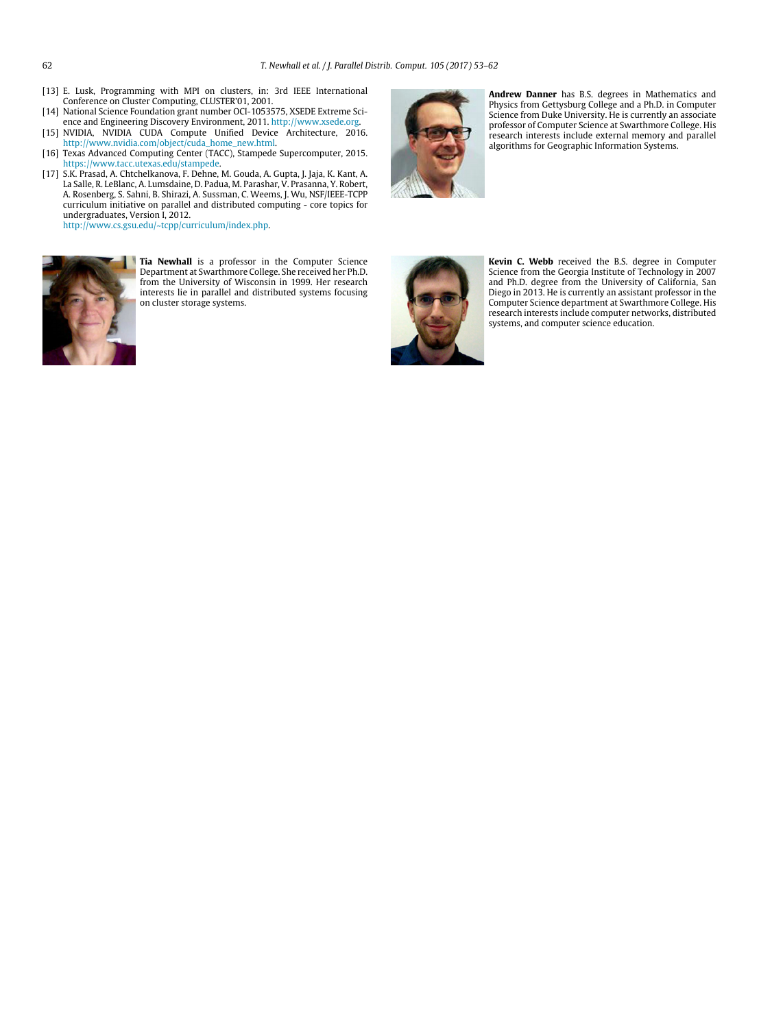[13] E. Lusk, Programming with MPI on clusters, in: 3rd IEEE International Conference on Cluster Computing, CLUSTER'01, 2001.

[14] National Science Foundation grant number OCI-1053575, XSEDE Extreme Science and Engineering Discovery Environment, 2011. http://www.xsede.org.

[15] NVIDIA, NVIDIA CUDA Compute Unified Device Architecture, 2016. http://www.nvidia.com/object/cuda_home_new.html.

[16] Texas Advanced Computing Center (TACC), Stampede Supercomputer, 2015. https://www.tacc.utexas.edu/stampede.

[17] S.K. Prasad, A. Chtchelkanova, F. Dehne, M. Gouda, A. Gupta, J. Jaja, K. Kant, A. La Salle, R. LeBlanc, A. Lumsdaine, D. Padua, M. Parashar, V. Prasanna, Y. Robert, A. Rosenberg, S. Sahni, B. Shirazi, A. Sussman, C. Weems, J. Wu, NSF/IEEE-TCPP curriculum initiative on parallel and distributed computing - core topics for undergraduates, Version I, 2012. http://www.cs.gsu.edu/~tcpp/curriculum/index.php.

**Tia Newhall** is a professor in the Computer Science Department at Swarthmore College. She received her Ph.D. from the University of Wisconsin in 1999. Her research interests lie in parallel and distributed systems focusing on cluster storage systems.

**Andrew Danner** has B.S. degrees in Mathematics and Physics from Gettysburg College and a Ph.D. in Computer Science from Duke University. He is currently an associate professor of Computer Science at Swarthmore College. His research interests include external memory and parallel algorithms for Geographic Information Systems.

**Kevin C. Webb** received the B.S. degree in Computer Science from the Georgia Institute of Technology in 2007 and Ph.D. degree from the University of California, San Diego in 2013. He is currently an assistant professor in the Computer Science department at Swarthmore College. His research interests include computer networks, distributed systems, and computer science education.